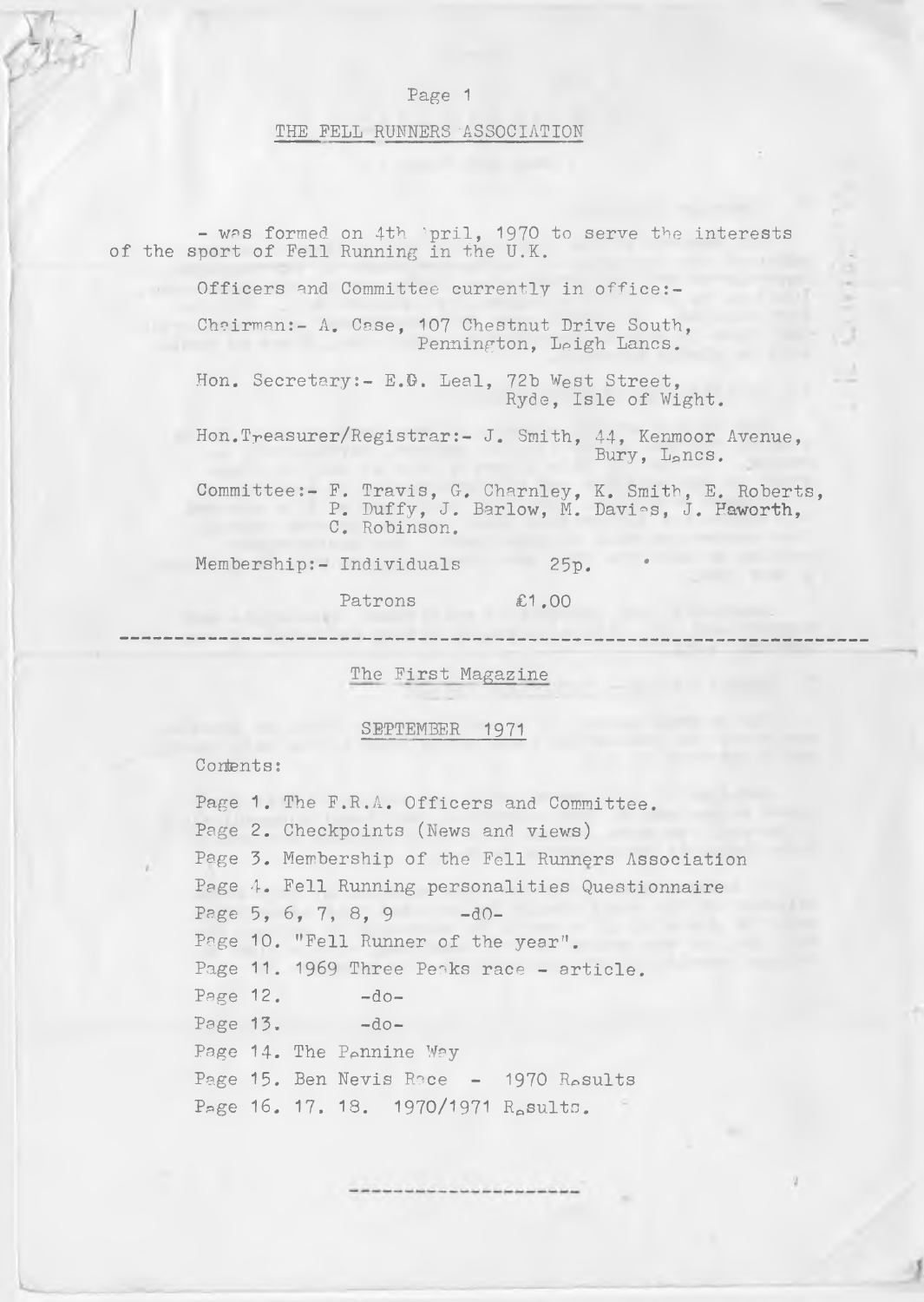## THE FELL RUNNERS ASSOCIATION

- was formed on 4th April, 1970 to serve the interests of the sport of Fell Running in the U.K.

Officers and Committee currently in office:-

Chairman:- A. Case, 107 Chestnut Drive South,
Pennington, Leigh Lancs.

Hon. Secretary:- E.G. Leal, 72b West Street,
Ryde, Isle of Wight.

Hon.Treasurer/Registrar:- J. Smith, 44, Kenmoor Avenue,
Bury, Lancs.

Committee:- F. Travis, G. Charnley, K. Smith, E. Roberts,
P. Duffy, J. Barlow, M. Davies, J. Haworth,
C. Robinson.

Membership:- Individuals 25p.

Patrons £1.00

---

## The First Magazine

### SEPTEMBER 1971

Contents:

Page 1. The F.R.A. Officers and Committee.
Page 2. Checkpoints (News and views)
Page 3. Membership of the Fell Runners Association
Page 4. Fell Running personalities Questionnaire
Page 5, 6, 7, 8, 9 -do-
Page 10. "Fell Runner of the year".
Page 11. 1969 Three Peaks race - article.
Page 12. -do-
Page 13. -do-
Page 14. The Pennine Way
Page 15. Ben Nevis Race - 1970 Results
Page 16. 17. 18. 1970/1971 Results.

---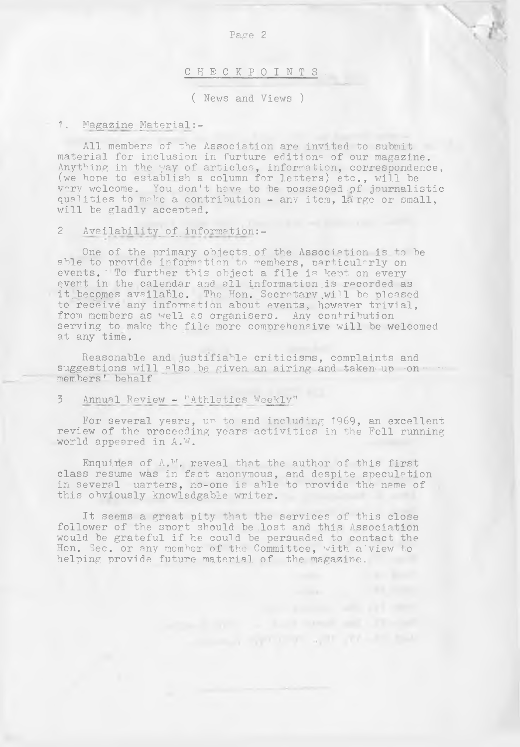# CHECKPOINTS

( News and Views )

## 1. Magazine Material:-

All members of the Association are invited to submit material for inclusion in furture editions of our magazine. Anything in the way of articles, information, correspondence, (we hope to establish a column for letters) etc., will be very welcome. You don't have to be possessed of journalistic qualities to make a contribution - any item, large or small, will be gladly accepted.

## 2 Availability of information:-

One of the primary objects of the Association is to be able to provide information to members, particularly on events. To further this object a file is kept on every event in the calendar and all information is recorded as it becomes available. The Hon. Secretary will be pleased to receive any information about events, however trivial, from members as well as organisers. Any contribution serving to make the file more comprehensive will be welcomed at any time.

Reasonable and justifiable criticisms, complaints and suggestions will also be given an airing and taken up on members' behalf

## 3 Annual Review - "Athletics Weekly"

For several years, up to and including 1969, an excellent review of the proceeding years activities in the Fell running world appeared in A.W.

Enquiries of A.W. reveal that the author of this first class resume was in fact anonymous, and despite speculation in several uarters, no-one is able to provide the name of this obviously knowledgable writer.

It seems a great pity that the services of this close follower of the sport should be lost and this Association would be grateful if he could be persuaded to contact the Hon. Sec. or any member of the Committee, with a view to helping provide future material of the magazine.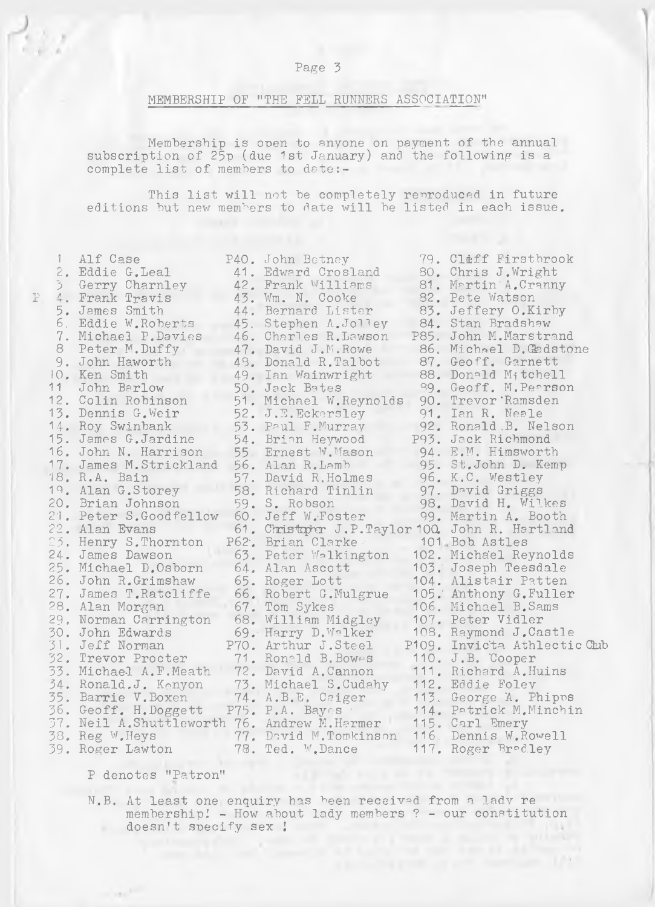## MEMBERSHIP OF "THE FELL RUNNERS ASSOCIATION"

Membership is open to anyone on payment of the annual subscription of 25p (due 1st January) and the following is a complete list of members to date:-

This list will not be completely reproduced in future editions but new members to date will be listed in each issue.

1. Alf Case
2. Eddie G.Leal
3. Gerry Charnley
P 4. Frank Travis
5. James Smith
6. Eddie W.Roberts
7. Michael P.Davies
8. Peter M.Duffy
9. John Haworth
10. Ken Smith
11. John Barlow
12. Colin Robinson
13. Dennis G.Weir
14. Roy Swinbank
15. James G.Jardine
16. John N. Harrison
17. James M.Strickland
18. R.A. Bain
19. Alan G.Storey
20. Brian Johnson
21. Peter S.Goodfellow
22. Alan Evans
23. Henry S.Thornton
24. James Dawson
25. Michael D.Osborn
26. John R.Grimshaw
27. James T.Ratcliffe
28. Alan Morgan
29. Norman Carrington
30. John Edwards
31. Jeff Norman
32. Trevor Procter
33. Michael A.F.Meath
34. Ronald.J. Kenyon
35. Barrie V.Boxen
36. Geoff. H.Doggett
37. Neil A.Shuttleworth
38. Reg W.Heys
39. Roger Lawton
P40. John Betney
41. Edward Crosland
42. Frank Williams
43. Wm. N. Cooke
44. Bernard Lister
45. Stephen A.Jolley
46. Charles R.Lawson
47. David J.M.Rowe
48. Donald R.Talbot
49. Ian Wainwright
50. Jack Bates
51. Michael W.Reynolds
52. J.E.Eckersley
53. Paul F.Murray
54. Brian Heywood
55. Ernest W.Mason
56. Alan R.Lamb
57. David R.Holmes
58. Richard Tinlin
59. S. Robson
60. Jeff W.Foster
61. Christopher J.P.Taylor
P62. Brian Clarke
63. Peter Walkington
64. Alan Ascott
65. Roger Lott
66. Robert G.Mulgrue
67. Tom Sykes
68. William Midgley
69. Harry D.Walker
P70. Arthur J.Steel
71. Ronald B.Bowes
72. David A.Cannon
73. Michael S.Cudahy
74. A.B.E. Caiger
P75. P.A. Bayes
76. Andrew M.Harmer
77. David M.Tomkinson
78. Ted. W.Dance
79. Cliff Firstbrook
80. Chris J.Wright
81. Martin A.Cranny
82. Pete Watson
83. Jeffery O.Kirby
84. Stan Bradshaw
P85. John M.Marstrand
86. Michael D.Gladstone
87. Geoff. Garnett
88. Donald Mitchell
89. Geoff. M.Pearson
90. Trevor Ramsden
91. Ian R. Neale
92. Ronald.B. Nelson
P93. Jack Richmond
94. E.M. Himsworth
95. St.John D. Kemp
96. K.C. Westley
97. David Griggs
98. David H. Wilkes
99. Martin A. Booth
100. John R. Hartland
101. Bob Astles
102. Michael Reynolds
103. Joseph Teesdale
104. Alistair Patten
105. Anthony G.Fuller
106. Michael B.Sams
107. Peter Vidler
108. Raymond J.Castle
P109. Invicta Athletic Club
110. J.B. Cooper
111. Richard A.Huins
112. Eddie Foley
113. George A. Phipps
114. Patrick M.Minchin
115. Carl Emery
116. Dennis W.Rowell
117. Roger Bradley

P denotes "Patron"

N.B. At least one enquiry has been received from a lady re membership! - How about lady members ? - our constitution doesn't specify sex !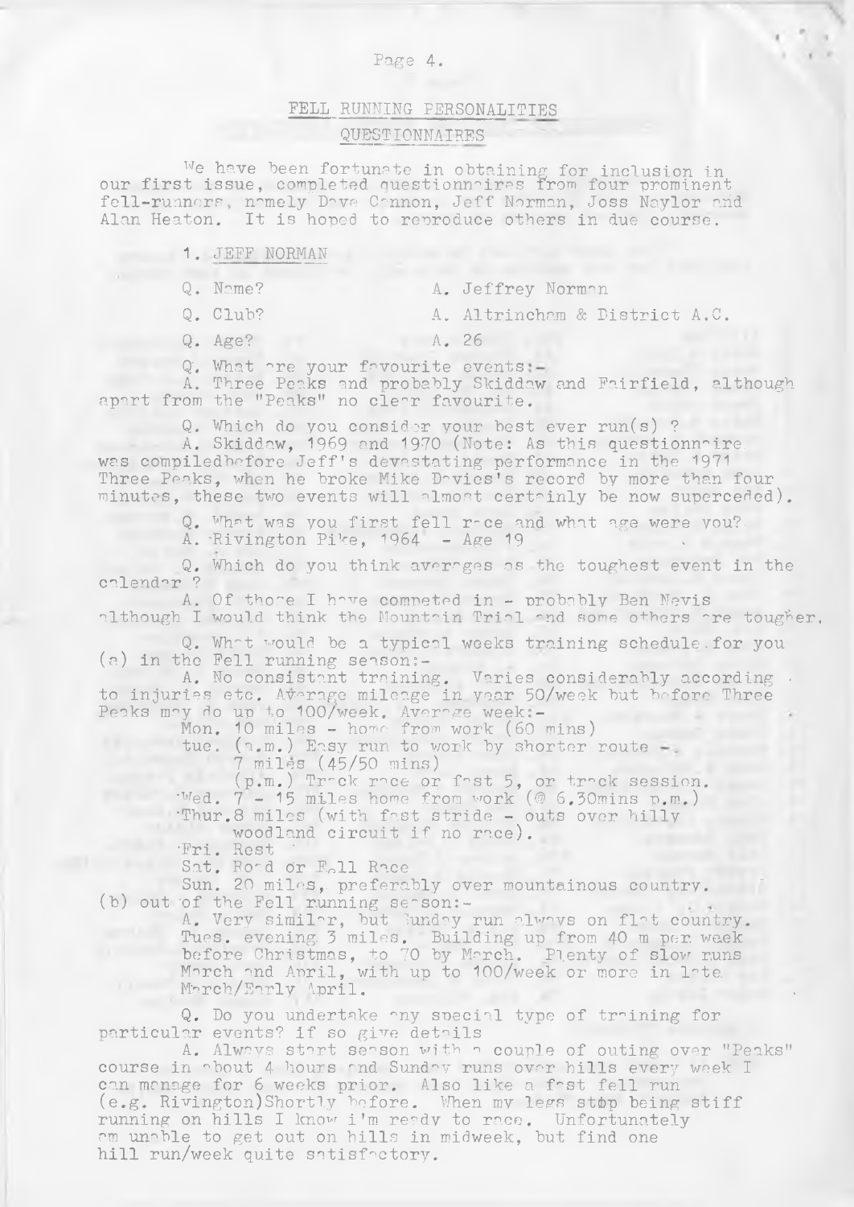## FELL RUNNING PERSONALITIES

### QUESTIONNAIRES

We have been fortunate in obtaining for inclusion in our first issue, completed questionnaires from four prominent fell-runners, namely Dave Cannon, Jeff Norman, Joss Naylor and Alan Heaton. It is hoped to reproduce others in due course.

### 1. JEFF NORMAN

Q. Name? A. Jeffrey Norman

Q. Club? A. Altrincham & District A.C.

Q. Age? A. 26

Q. What are your favourite events:-

A. Three Peaks and probably Skiddaw and Fairfield, although apart from the "Peaks" no clear favourite.

Q. Which do you consider your best ever run(s) ?

A. Skiddaw, 1969 and 1970 (Note: As this questionnaire was compiled before Jeff's devastating performance in the 1971 Three Peaks, when he broke Mike Davies's record by more than four minutes, these two events will almost certainly be now superceded).

Q. What was you first fell race and what age were you?

A. Rivington Pike, 1964 - Age 19

Q. Which do you think averages as the toughest event in the calendar ?

A. Of those I have competed in - probably Ben Nevis although I would think the Mountain Trial and some others are tougher.

Q. What would be a typical weeks training schedule for you (a) in the Fell running season:-

A. No consistant training. Varies considerably according to injuries etc. Average mileage in year 50/week but before Three Peaks may do up to 100/week. Average week:-

Mon. 10 miles - home from work (60 mins)

Tue. (a.m.) Easy run to work by shorter route - 7 miles (45/50 mins)
(p.m.) Track race or fast 5, or track session.

Wed. 7 - 15 miles home from work (@ 6.30mins p.m.)

Thur. 8 miles (with fast stride - outs over hilly woodland circuit if no race).

Fri. Rest

Sat. Road or Fell Race

Sun. 20 miles, preferably over mountainous country.

(b) out of the Fell running season:-

A. Very similar, but Sunday run always on flat country. Tues. evening 3 miles. Building up from 40 m per week before Christmas, to 70 by March. Plenty of slow runs March and April, with up to 100/week or more in late March/Early April.

Q. Do you undertake any special type of training for particular events? if so give details

A. Always start season with a couple of outing over "Peaks" course in about 4 hours and Sunday runs over hills every week I can manage for 6 weeks prior. Also like a fast fell run (e.g. Rivington)Shortly before. When my legs stop being stiff running on hills I know i'm ready to race. Unfortunately am unable to get out on hills in midweek, but find one hill run/week quite satisfactory.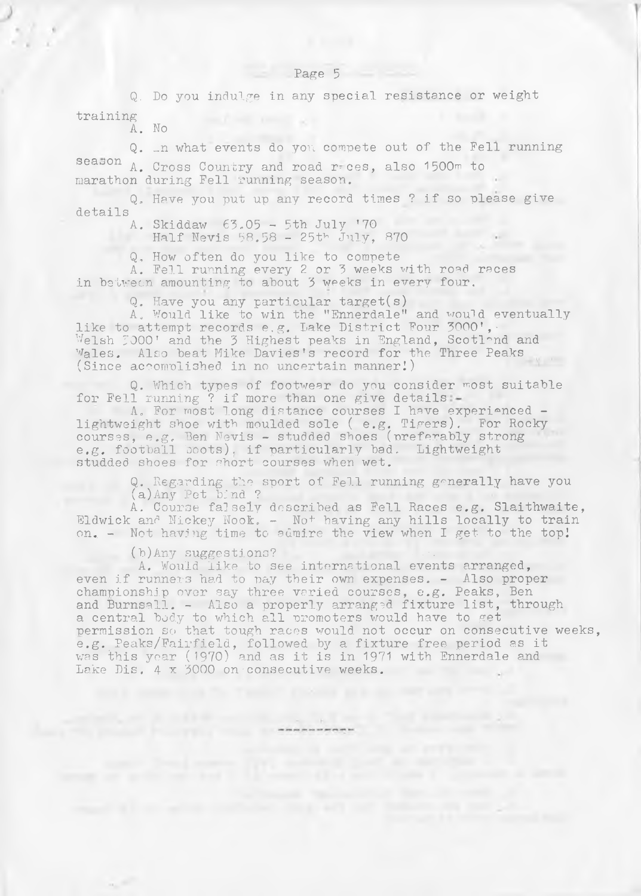Q. Do you indulge in any special resistance or weight training

A. No

Q. In what events do you compete out of the Fell running season

A. Cross Country and road races, also 1500m to marathon during Fell running season.

Q. Have you put up any record times ? if so please give details

A. Skiddaw 63.05 - 5th July '70
Half Nevis 58.58 - 25th July, 870

Q. How often do you like to compete

A. Fell running every 2 or 3 weeks with road races in between amounting to about 3 weeks in every four.

Q. Have you any particular target(s)

A. Would like to win the "Ennerdale" and would eventually like to attempt records e.g. Lake District Four 3000', Welsh 3000' and the 3 Highest peaks in England, Scotland and Wales. Also beat Mike Davies's record for the Three Peaks (Since accomplished in no uncertain manner!)

Q. Which types of footwear do you consider most suitable for Fell running ? if more than one give details:-

A. For most long distance courses I have experienced - lightweight shoe with moulded sole ( e.g. Tigers). For Rocky courses, e.g. Ben Nevis - studded shoes (preferably strong e.g. football boots), if particularly bad. Lightweight studded shoes for short courses when wet.

Q. Regarding the sport of Fell running generally have you

(a) Any Pet bind ?

A. Course falsely described as Fell Races e.g. Slaithwaite, Eldwick and Nickey Nook. - Not having any hills locally to train on. - Not having time to admire the view when I get to the top!

(b) Any suggestions?

A. Would like to see international events arranged, even if runners had to pay their own expenses. - Also proper championship over say three varied courses, e.g. Peaks, Ben and Burnsall. - Also a properly arranged fixture list, through a central body to which all promoters would have to get permission so that tough races would not occur on consecutive weeks, e.g. Peaks/Fairfield, followed by a fixture free period as it was this year (1970) and as it is in 1971 with Ennerdale and Lake Dis. 4 x 3000 on consecutive weeks.

-----------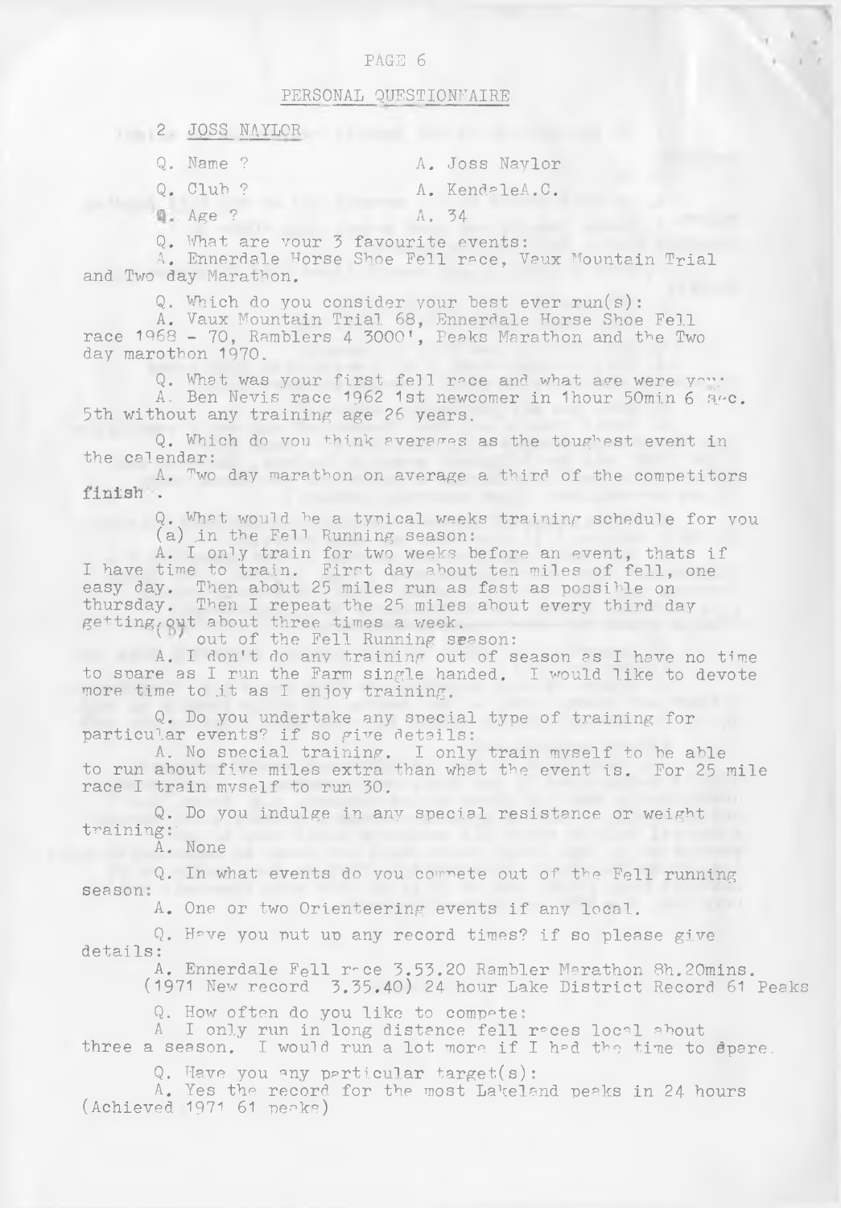## PERSONAL QUESTIONNAIRE

### 2. JOSS NAYLOR

Q. Name ? A. Joss Naylor

Q. Club ? A. KendaleA.C.

Q. Age ? A. 34

Q. What are your 3 favourite events:
A. Ennerdale Horse Shoe Fell race, Vaux Mountain Trial and Two day Marathon.

Q. Which do you consider your best ever run(s):
A. Vaux Mountain Trial 68, Ennerdale Horse Shoe Fell race 1968 - 70, Ramblers 4 3000', Peaks Marathon and the Two day marothon 1970.

Q. What was your first fell race and what age were you:
A. Ben Nevis race 1962 1st newcomer in 1hour 50min 6 sec. 5th without any training age 26 years.

Q. Which do you think averages as the toughest event in the calendar:
A. Two day marathon on average a third of the competitors finish .

Q. What would be a typical weeks training schedule for you (a) in the Fell Running season:
A. I only train for two weeks before an event, thats if I have time to train. First day about ten miles of fell, one easy day. Then about 25 miles run as fast as possible on thursday. Then I repeat the 25 miles about every third day getting out about three times a week.

(b) out of the Fell Running season:
A. I don't do any training out of season as I have no time to spare as I run the Farm single handed. I would like to devote more time to it as I enjoy training.

Q. Do you undertake any special type of training for particular events? if so give details:
A. No special training. I only train myself to be able to run about five miles extra than what the event is. For 25 mile race I train myself to run 30.

Q. Do you indulge in any special resistance or weight training:
A. None

Q. In what events do you compete out of the Fell running season:
A. One or two Orienteering events if any local.

Q. Have you put up any record times? if so please give details:
A. Ennerdale Fell race 3.53.20 Rambler Marathon 8h.20mins. (1971 New record 3.35.40) 24 hour Lake District Record 61 Peaks

Q. How often do you like to compete:
A I only run in long distance fell races local about three a season. I would run a lot more if I had the time to spare.

Q. Have you any particular target(s):
A. Yes the record for the most Lakeland peaks in 24 hours (Achieved 1971 61 peaks)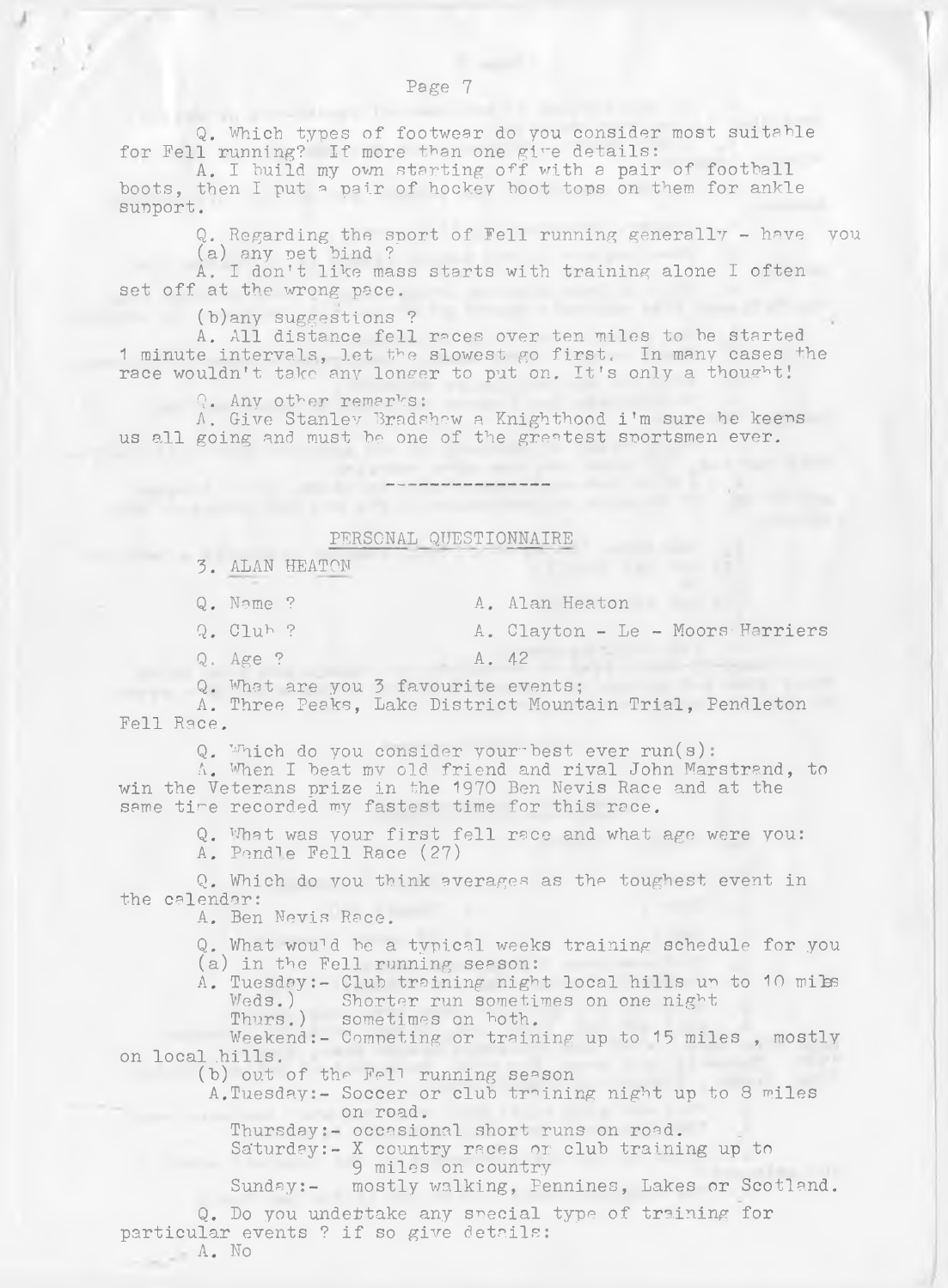Q. Which types of footwear do you consider most suitable for Fell running? If more than one give details:

A. I build my own starting off with a pair of football boots, then I put a pair of hockey boot tops on them for ankle support.

Q. Regarding the sport of Fell running generally - have you (a) any pet bind ?

A. I don't like mass starts with training alone I often set off at the wrong pace.

(b) any suggestions ?

A. All distance fell races over ten miles to be started 1 minute intervals, let the slowest go first. In many cases the race wouldn't take any longer to put on. It's only a thought!

Q. Any other remarks:

A. Give Stanley Bradshaw a Knighthood i'm sure he keeps us all going and must be one of the greatest sportsmen ever.

---

## PERSONAL QUESTIONNAIRE

### 3. ALAN HEATON

Q. Name ? A. Alan Heaton

Q. Club ? A. Clayton - Le - Moors Harriers

Q. Age ? A. 42

Q. What are you 3 favourite events;

A. Three Peaks, Lake District Mountain Trial, Pendleton Fell Race.

Q. Which do you consider your best ever run(s):

A. When I beat my old friend and rival John Marstrand, to win the Veterans prize in the 1970 Ben Nevis Race and at the same time recorded my fastest time for this race.

Q. What was your first fell race and what age were you:

A. Pendle Fell Race (27)

Q. Which do you think averages as the toughest event in the calendar:

A. Ben Nevis Race.

Q. What would be a typical weeks training schedule for you

(a) in the Fell running season:

A. Tuesday:- Club training night local hills up to 10 miles
Weds.) Shorter run sometimes on one night
Thurs.) sometimes on both.
Weekend:- Competing or training up to 15 miles , mostly on local hills.

(b) out of the Fell running season

A. Tuesday:- Soccer or club training night up to 8 miles on road.
Thursday:- occasional short runs on road.
Saturday:- X country races or club training up to 9 miles on country
Sunday:- mostly walking, Pennines, Lakes or Scotland.

Q. Do you undertake any special type of training for particular events ? if so give details:

A. No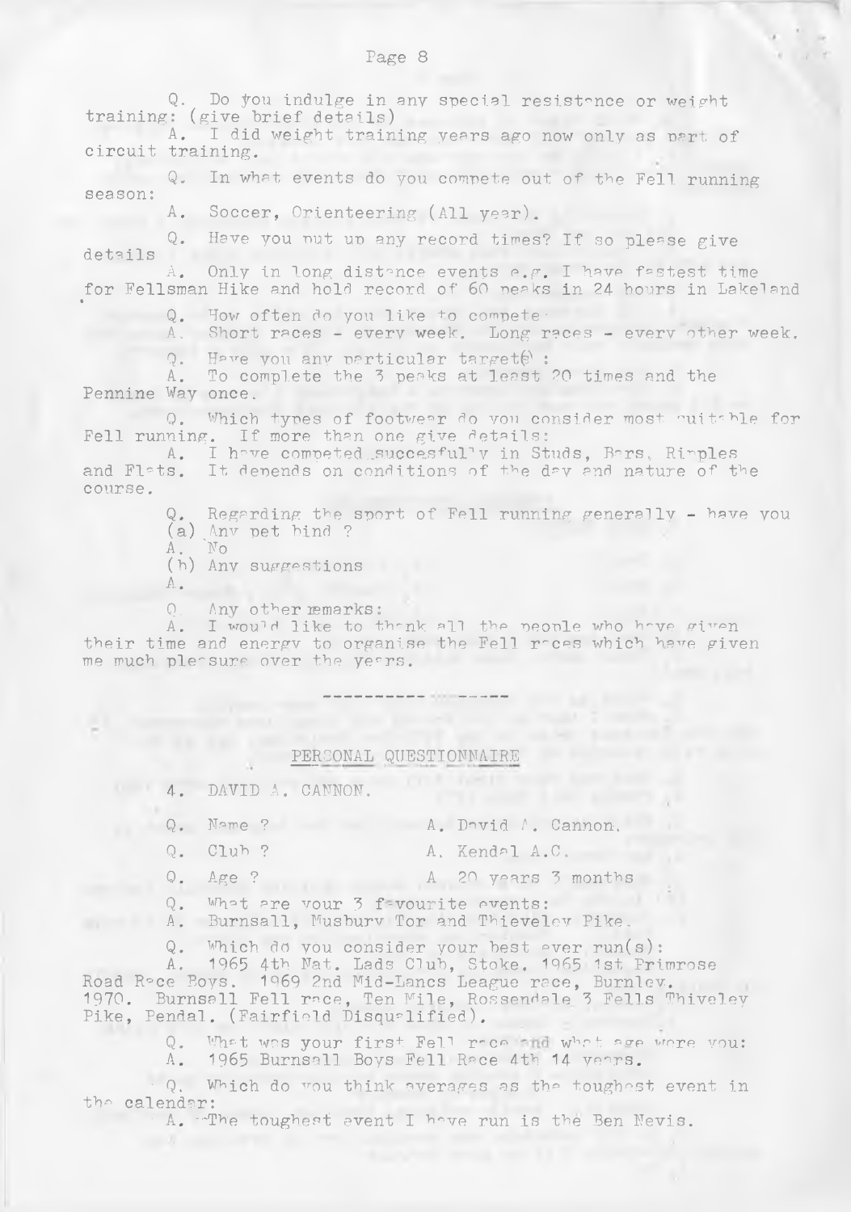Q. Do you indulge in any special resistance or weight training: (give brief details)

A. I did weight training years ago now only as part of circuit training.

Q. In what events do you compete out of the Fell running season:

A. Soccer, Orienteering (All year).

Q. Have you put up any record times? If so please give details

A. Only in long distance events e.g. I have fastest time for Fellsman Hike and hold record of 60 peaks in 24 hours in Lakeland

Q. How often do you like to compete:

A. Short races - every week. Long races - every other week.

Q. Have you any particular target(s):

A. To complete the 3 peaks at least 20 times and the Pennine Way once.

Q. Which types of footwear do you consider most suitable for Fell running. If more than one give details:

A. I have competed successfully in Studs, Bars, Ripples and Flats. It depends on conditions of the day and nature of the course.

Q. Regarding the sport of Fell running generally - have you
(a) Any pet bind ?

A. No

(b) Any suggestions

A.

Q. Any other remarks:

A. I would like to thank all the people who have given their time and energy to organise the Fell races which have given me much pleasure over the years.

---

## PERSONAL QUESTIONNAIRE

4. DAVID A. CANNON.

Q. Name ? A. David A. Cannon.

Q. Club ? A. Kendal A.C.

Q. Age ? A. 20 years 3 months

Q. What are your 3 favourite events:

A. Burnsall, Musbury Tor and Thieveley Pike.

Q. Which do you consider your best ever run(s):

A. 1965 4th Nat. Lads Club, Stoke. 1965 1st Primrose Road Race Boys. 1969 2nd Mid-Lancs League race, Burnley. 1970. Burnsall Fell race, Ten Mile, Rossendale 3 Fells Thiveley Pike, Pendal. (Fairfield Disqualified).

Q. What was your first Fell race and what age were you:

A. 1965 Burnsall Boys Fell Race 4th 14 years.

Q. Which do you think averages as the toughest event in the calendar:

A. The toughest event I have run is the Ben Nevis.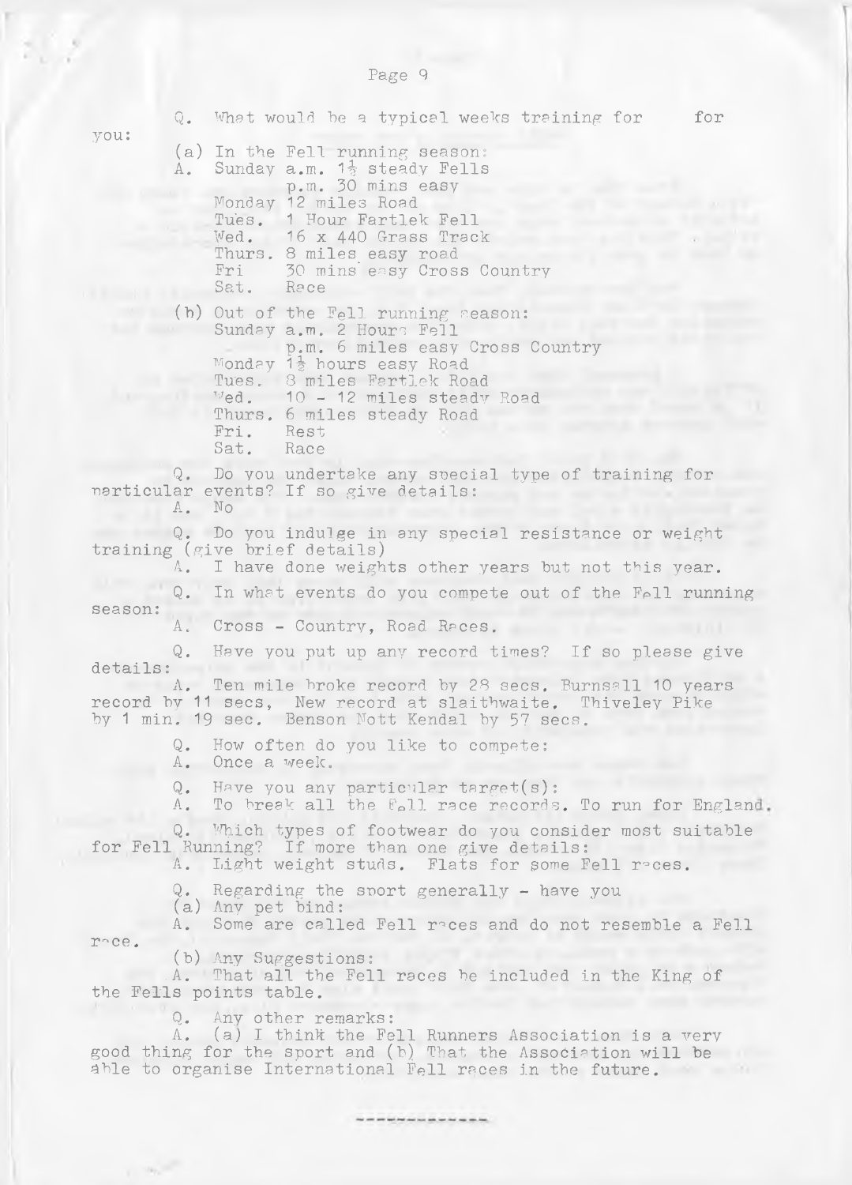Q. What would be a typical weeks training for for you:

(a) In the Fell running season:

A. Sunday a.m. 1½ steady Fells
p.m. 30 mins easy
Monday 12 miles Road
Tues. 1 Hour Fartlek Fell
Wed. 16 x 440 Grass Track
Thurs. 8 miles easy road
Fri 30 mins easy Cross Country
Sat. Race

(b) Out of the Fell running season:
Sunday a.m. 2 Hours Fell
p.m. 6 miles easy Cross Country
Monday 1½ hours easy Road
Tues. 8 miles Fartlek Road
Wed. 10 - 12 miles steady Road
Thurs. 6 miles steady Road
Fri. Rest
Sat. Race

Q. Do you undertake any special type of training for particular events? If so give details:

A. No

Q. Do you indulge in any special resistance or weight training (give brief details)

A. I have done weights other years but not this year.

Q. In what events do you compete out of the Fell running season:

A. Cross - Country, Road Races.

Q. Have you put up any record times? If so please give details:

A. Ten mile broke record by 28 secs. Burnsall 10 years record by 11 secs, New record at slaithwaite. Thiveley Pike by 1 min. 19 sec. Benson Nott Kendal by 57 secs.

Q. How often do you like to compete:

A. Once a week.

Q. Have you any particular target(s):

A. To break all the Fell race records. To run for England.

Q. Which types of footwear do you consider most suitable for Fell Running? If more than one give details:

A. Light weight studs. Flats for some Fell races.

Q. Regarding the sport generally - have you

(a) Any pet bind:

A. Some are called Fell races and do not resemble a Fell race.

(b) Any Suggestions:

A. That all the Fell races be included in the King of the Fells points table.

Q. Any other remarks:

A. (a) I think the Fell Runners Association is a very good thing for the sport and (b) That the Association will be able to organise International Fell races in the future.

---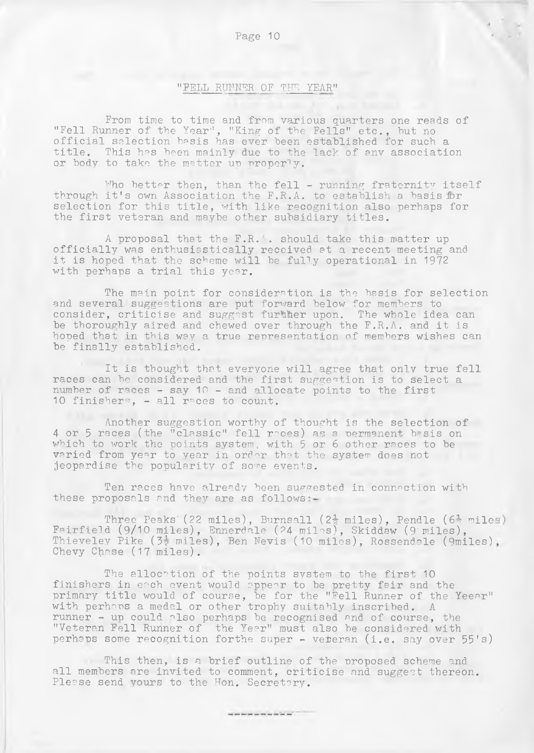## "FELL RUNNER OF THE YEAR"

From time to time and from various quarters one reads of "Fell Runner of the Year", "King of the Fells" etc., but no official selection basis has ever been established for such a title. This has been mainly due to the lack of any association or body to take the matter up properly.

Who better then, than the fell - running fraternity itself through it's own Association the F.R.A. to establish a basis for selection for this title, with like recognition also perhaps for the first veteran and maybe other subsidiary titles.

A proposal that the F.R.A. should take this matter up officially was enthusiastically received at a recent meeting and it is hoped that the scheme will be fully operational in 1972 with perhaps a trial this year.

The main point for consideration is the basis for selection and several suggestions are put forward below for members to consider, criticise and suggest further upon. The whole idea can be thoroughly aired and chewed over through the F.R.A. and it is hoped that in this way a true representation of members wishes can be finally established.

It is thought that everyone will agree that only true fell races can be considered and the first suggestion is to select a number of races - say 10 - and allocate points to the first 10 finishers, - all races to count.

Another suggestion worthy of thought is the selection of 4 or 5 races (the "classic" fell races) as a permanent basis on which to work the points system, with 5 or 6 other races to be varied from year to year in order that the system does not jeopardise the popularity of some events.

Ten races have already been suggested in connection with these proposals and they are as follows:-

Three Peaks (22 miles), Burnsall (2½ miles), Pendle (6¼ miles) Fairfield (9/10 miles), Ennerdale (24 miles), Skiddaw (9 miles), Thieveley Pike (3½ miles), Ben Nevis (10 miles), Rossendale (9miles), Chevy Chase (17 miles).

The allocation of the points system to the first 10 finishers in each event would appear to be pretty fair and the primary title would of course, be for the "Fell Runner of the Yeear" with perhaps a medal or other trophy suitably inscribed. A runner - up could also perhaps be recognised and of course, the "Veteran Fell Runner of the Year" must also be considered with perhaps some recognition forthe super - veteran (i.e. say over 55's)

This then, is a brief outline of the proposed scheme and all members are invited to comment, criticise and suggest thereon. Please send yours to the Hon. Secretary.

----------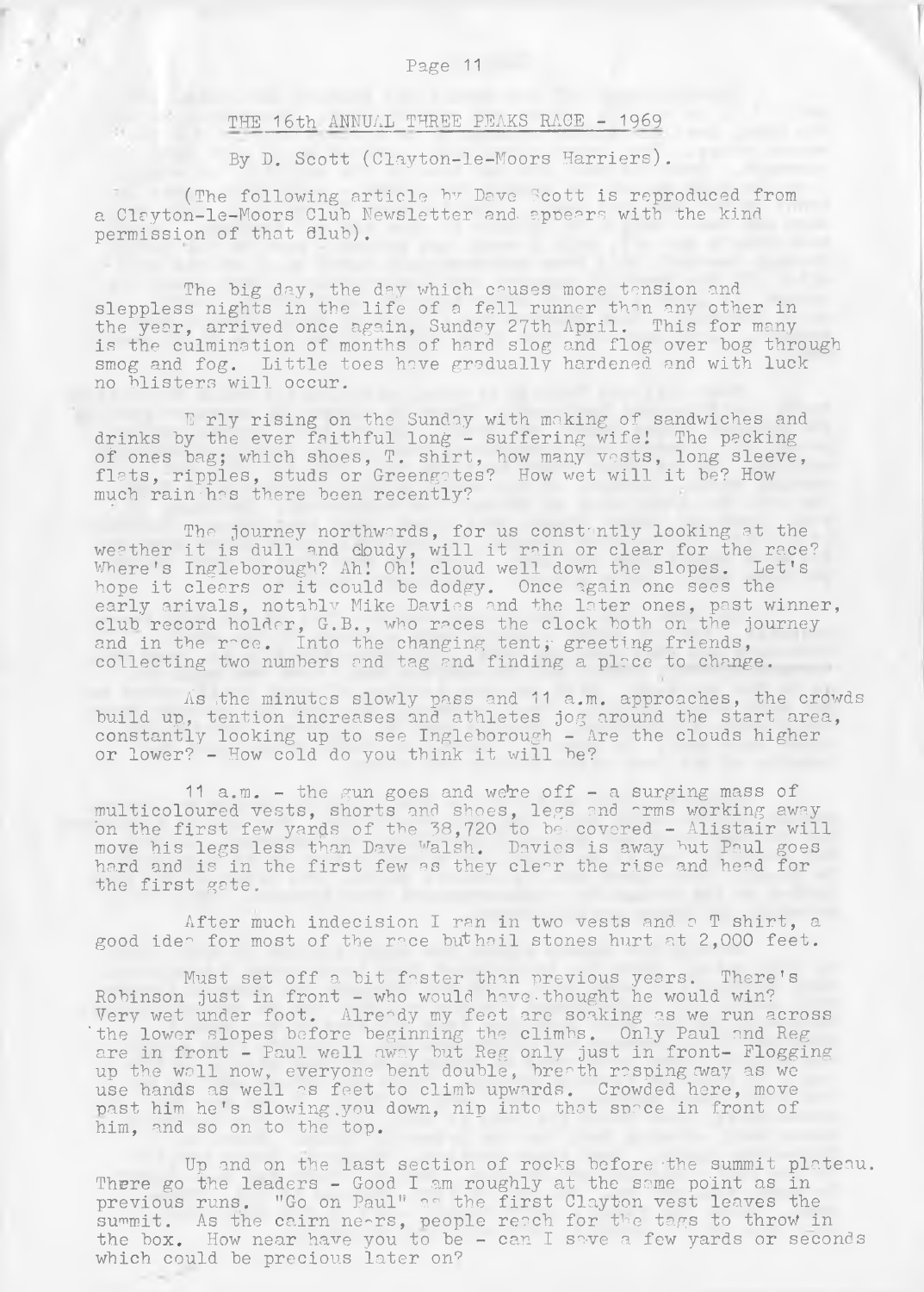## THE 16th ANNUAL THREE PEAKS RACE - 1969

By D. Scott (Clayton-le-Moors Harriers).

(The following article by Dave Scott is reproduced from a Clayton-le-Moors Club Newsletter and appears with the kind permission of that Club).

The big day, the day which causes more tension and sleepless nights in the life of a fell runner than any other in the year, arrived once again, Sunday 27th April. This for many is the culmination of months of hard slog and flog over bog through smog and fog. Little toes have gradually hardened and with luck no blisters will occur.

Early rising on the Sunday with making of sandwiches and drinks by the ever faithful long - suffering wife! The packing of ones bag; which shoes, T. shirt, how many vests, long sleeve, flats, ripples, studs or Greengates? How wet will it be? How much rain has there been recently?

The journey northwards, for us constantly looking at the weather it is dull and cloudy, will it rain or clear for the race? Where's Ingleborough? Ah! Oh! cloud well down the slopes. Let's hope it clears or it could be dodgy. Once again one sees the early arivals, notably Mike Davies and the later ones, past winner, club record holder, G.B., who races the clock both on the journey and in the race. Into the changing tent, greeting friends, collecting two numbers and tag and finding a place to change.

As the minutes slowly pass and 11 a.m. approaches, the crowds build up, tention increases and athletes jog around the start area, constantly looking up to see Ingleborough - Are the clouds higher or lower? - How cold do you think it will be?

11 a.m. - the gun goes and we're off - a surging mass of multicoloured vests, shorts and shoes, legs and arms working away on the first few yards of the 38,720 to be covered - Alistair will move his legs less than Dave Walsh. Davies is away but Paul goes hard and is in the first few as they clear the rise and head for the first gate.

After much indecision I ran in two vests and a T shirt, a good idea for most of the race but hail stones hurt at 2,000 feet.

Must set off a bit faster than previous years. There's Robinson just in front - who would have thought he would win? Very wet under foot. Already my feet are soaking as we run across the lower slopes before beginning the climbs. Only Paul and Reg are in front - Paul well away but Reg only just in front- Flogging up the wall now, everyone bent double, breath rasping away as we use hands as well as feet to climb upwards. Crowded here, move past him he's slowing you down, nip into that space in front of him, and so on to the top.

Up and on the last section of rocks before the summit plateau. There go the leaders - Good I am roughly at the same point as in previous runs. "Go on Paul" as the first Clayton vest leaves the summit. As the cairn nears, people reach for the tags to throw in the box. How near have you to be - can I save a few yards or seconds which could be precious later on?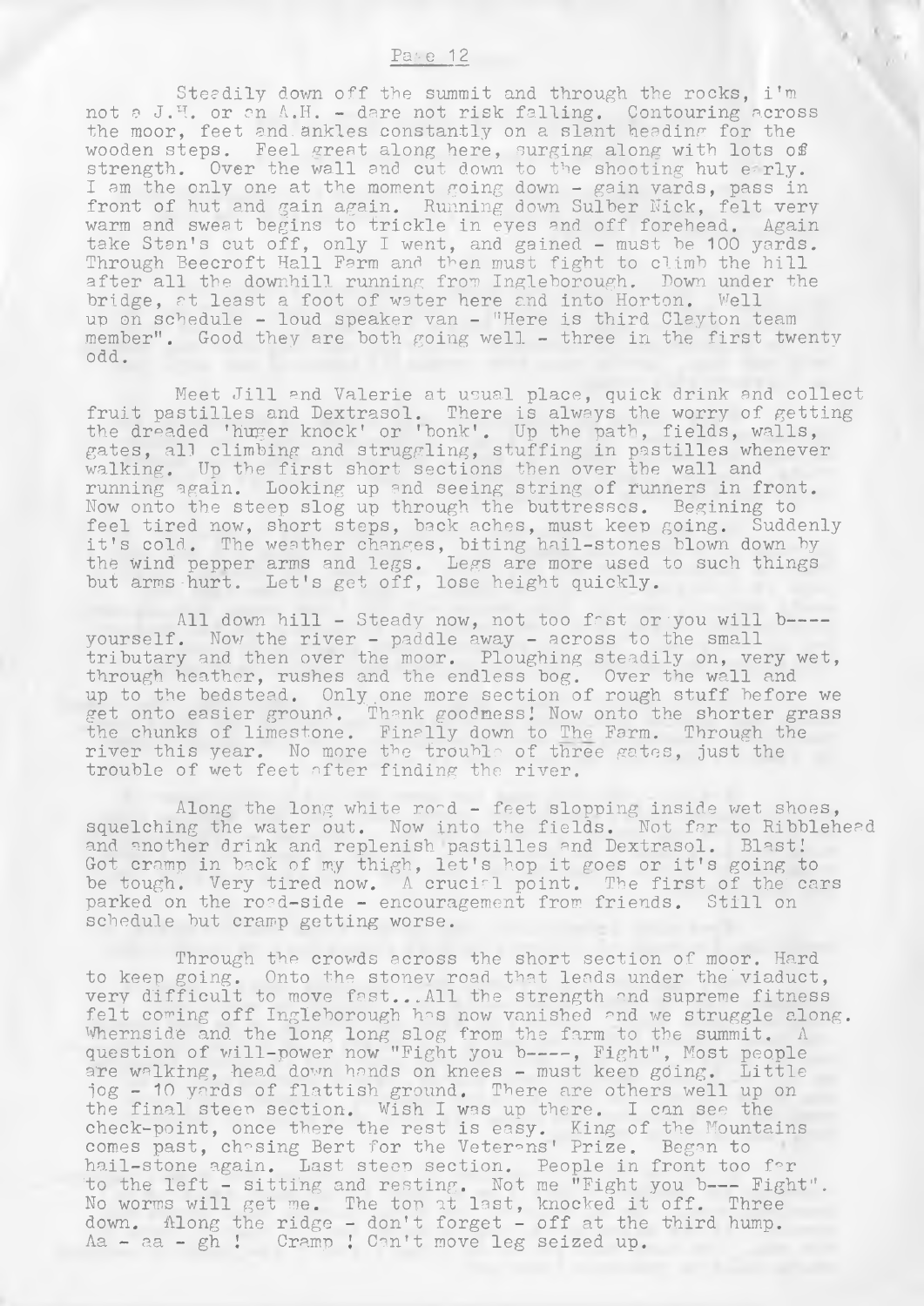Steadily down off the summit and through the rocks, i'm not a J.H. or an A.H. - dare not risk falling. Contouring across the moor, feet and ankles constantly on a slant heading for the wooden steps. Feel great along here, surging along with lots of strength. Over the wall and cut down to the shooting hut early. I am the only one at the moment going down - gain yards, pass in front of hut and gain again. Running down Sulber Nick, felt very warm and sweat begins to trickle in eyes and off forehead. Again take Stan's cut off, only I went, and gained - must be 100 yards. Through Beecroft Hall Farm and then must fight to climb the hill after all the downhill running from Ingleborough. Down under the bridge, at least a foot of water here and into Horton. Well up on schedule - loud speaker van - "Here is third Clayton team member". Good they are both going well - three in the first twenty odd.

Meet Jill and Valerie at usual place, quick drink and collect fruit pastilles and Dextrasol. There is always the worry of getting the dreaded 'huger knock' or 'bonk'. Up the path, fields, walls, gates, all climbing and struggling, stuffing in pastilles whenever walking. Up the first short sections then over the wall and running again. Looking up and seeing string of runners in front. Now onto the steep slog up through the buttresses. Begining to feel tired now, short steps, back aches, must keep going. Suddenly it's cold. The weather changes, biting hail-stones blown down by the wind pepper arms and legs. Legs are more used to such things but arms hurt. Let's get off, lose height quickly.

All down hill - Steady now, not too fast or you will b---- yourself. Now the river - paddle away - across to the small tributary and then over the moor. Ploughing steadily on, very wet, through heather, rushes and the endless bog. Over the wall and up to the bedstead. Only one more section of rough stuff before we get onto easier ground. Thank goodness! Now onto the shorter grass the chunks of limestone. Finally down to The Farm. Through the river this year. No more the trouble of three gates, just the trouble of wet feet after finding the river.

Along the long white road - feet slopping inside wet shoes, squelching the water out. Now into the fields. Not far to Ribblehead and another drink and replenish pastilles and Dextrasol. Blast! Got cramp in back of my thigh, let's hop it goes or it's going to be tough. Very tired now. A crucial point. The first of the cars parked on the road-side - encouragement from friends. Still on schedule but cramp getting worse.

Through the crowds across the short section of moor. Hard to keep going. Onto the stoney road that leads under the viaduct, very difficult to move fast...All the strength and supreme fitness felt coming off Ingleborough has now vanished and we struggle along. Whernside and the long long slog from the farm to the summit. A question of will-power now "Fight you b----, Fight", Most people are walking, head down hands on knees - must keep going. Little jog - 10 yards of flattish ground. There are others well up on the final steep section. Wish I was up there. I can see the check-point, once there the rest is easy. King of the Mountains comes past, chasing Bert for the Veterans' Prize. Began to hail-stone again. Last steep section. People in front too far to the left - sitting and resting. Not me "Fight you b--- Fight". No worms will get me. The top at last, knocked it off. Three down. Along the ridge - don't forget - off at the third hump. Aa - aa - gh ! Cramp ! Can't move leg seized up.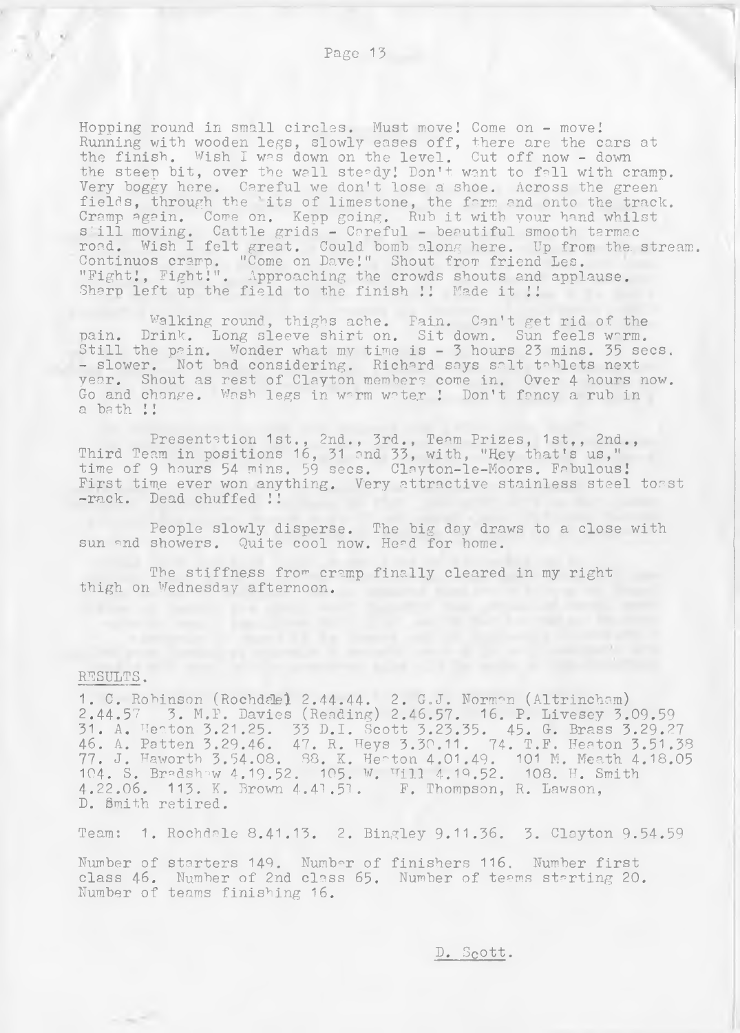Hopping round in small circles. Must move! Come on - move! Running with wooden legs, slowly eases off, there are the cars at the finish. Wish I was down on the level. Cut off now - down the steep bit, over the wall steady! Don't want to fall with cramp. Very boggy here. Careful we don't lose a shoe. Across the green fields, through the bits of limestone, the farm and onto the track. Cramp again. Come on. Kepp going. Rub it with your hand whilst still moving. Cattle grids - Careful - beautiful smooth tarmac road. Wish I felt great. Could bomb along here. Up from the stream. Continuos cramp. "Come on Dave!" Shout from friend Les. "Fight!, Fight!". Approaching the crowds shouts and applause. Sharp left up the field to the finish !! Made it !!

Walking round, thighs ache. Pain. Can't get rid of the pain. Drink. Long sleeve shirt on. Sit down. Sun feels warm. Still the pain. Wonder what my time is - 3 hours 23 mins. 35 secs. - slower. Not bad considering. Richard says salt tablets next year. Shout as rest of Clayton members come in. Over 4 hours now. Go and change. Wash legs in warm water ! Don't fancy a rub in a bath !!

Presentation 1st., 2nd., 3rd., Team Prizes, 1st,, 2nd., Third Team in positions 16, 31 and 33, with, "Hey that's us," time of 9 hours 54 mins. 59 secs. Clayton-le-Moors. Fabulous! First time ever won anything. Very attractive stainless steel toast -rack. Dead chuffed !!

People slowly disperse. The big day draws to a close with sun and showers. Quite cool now. Head for home.

The stiffness from cramp finally cleared in my right thigh on Wednesday afternoon.

RESULTS.

1. C. Robinson (Rochdale) 2.44.44. 2. G.J. Norman (Altrincham) 2.44.57 3. M.P. Davies (Reading) 2.46.57. 16. P. Livesey 3.09.59 31. A. Heaton 3.21.25. 33 D.I. Scott 3.23.35. 45. G. Brass 3.29.27 46. A. Patten 3.29.46. 47. R. Heys 3.30.11. 74. T.F. Heaton 3.51.38 77. J. Haworth 3.54.08. 88. K. Heaton 4.01.49. 101 M. Meath 4.18.05 104. S. Bradshaw 4.19.52. 105. W. Hill 4.19.52. 108. H. Smith 4.22.06. 113. K. Brown 4.41.51. F. Thompson, R. Lawson, D. Smith retired.

Team: 1. Rochdale 8.41.13. 2. Bingley 9.11.36. 3. Clayton 9.54.59

Number of starters 149. Number of finishers 116. Number first class 46. Number of 2nd class 65. Number of teams starting 20. Number of teams finishing 16.

D. Scott.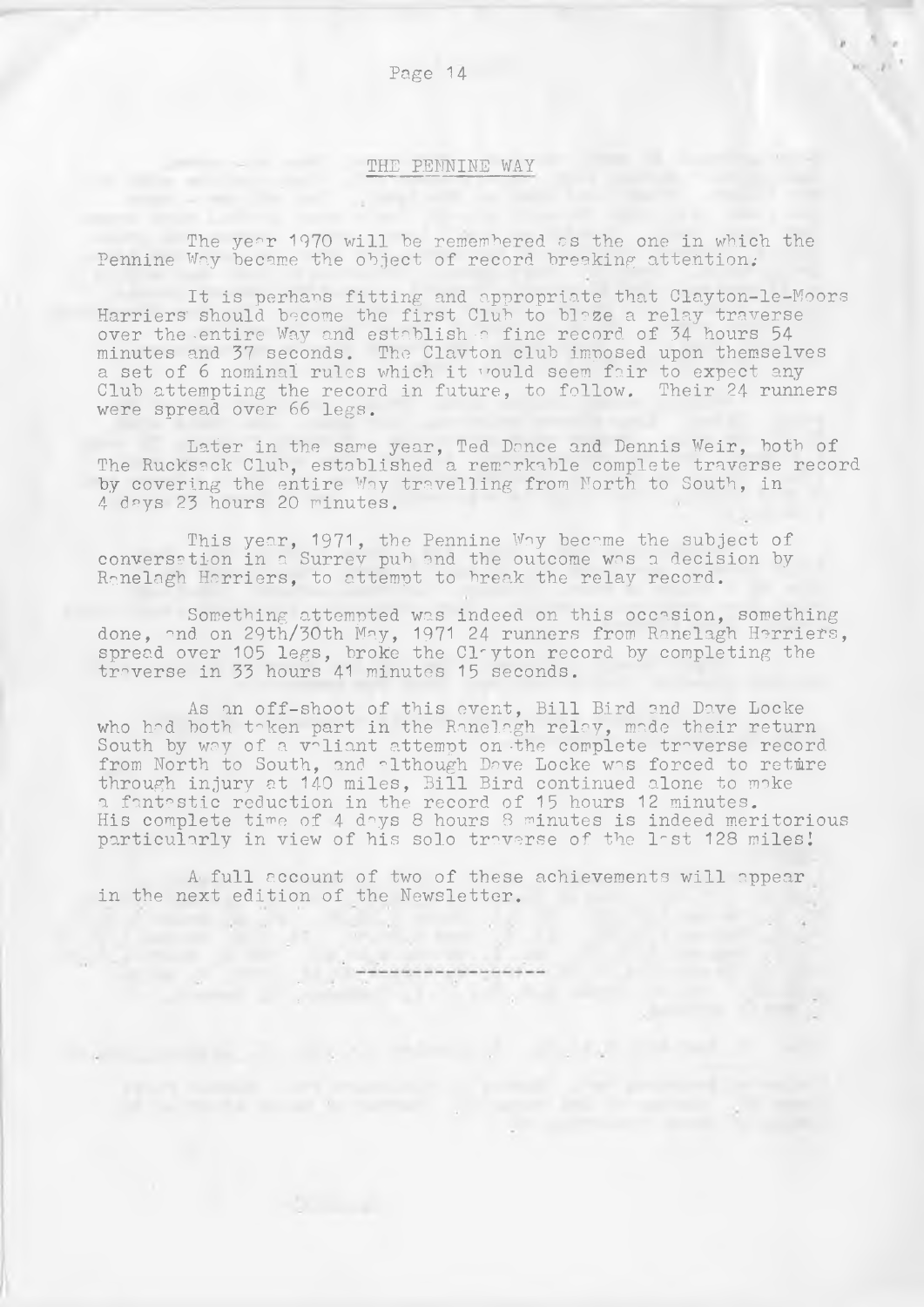## THE PENNINE WAY

The year 1970 will be remembered as the one in which the Pennine Way became the object of record breaking attention.

It is perhaps fitting and appropriate that Clayton-le-Moors Harriers should become the first Club to blaze a relay traverse over the entire Way and establish a fine record of 34 hours 54 minutes and 37 seconds. The Clayton club imposed upon themselves a set of 6 nominal rules which it would seem fair to expect any Club attempting the record in future, to follow. Their 24 runners were spread over 66 legs.

Later in the same year, Ted Dance and Dennis Weir, both of The Rucksack Club, established a remarkable complete traverse record by covering the entire Way travelling from North to South, in 4 days 23 hours 20 minutes.

This year, 1971, the Pennine Way became the subject of conversation in a Surrey pub and the outcome was a decision by Ranelagh Harriers, to attempt to break the relay record.

Something attempted was indeed on this occasion, something done, and on 29th/30th May, 1971 24 runners from Ranelagh Harriers, spread over 105 legs, broke the Clayton record by completing the traverse in 33 hours 41 minutes 15 seconds.

As an off-shoot of this event, Bill Bird and Dave Locke who had both taken part in the Ranelagh relay, made their return South by way of a valiant attempt on the complete traverse record from North to South, and although Dave Locke was forced to retire through injury at 140 miles, Bill Bird continued alone to make a fantastic reduction in the record of 15 hours 12 minutes. His complete time of 4 days 8 hours 8 minutes is indeed meritorious particularly in view of his solo traverse of the last 128 miles!

A full account of two of these achievements will appear in the next edition of the Newsletter.

------------------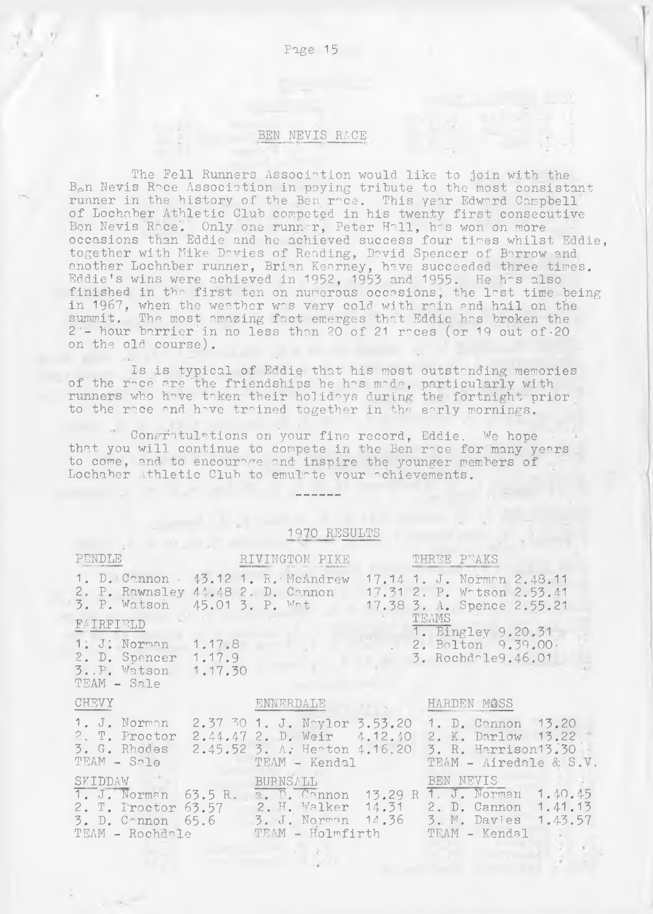## BEN NEVIS RACE

The Fell Runners Association would like to join with the Ben Nevis Race Association in paying tribute to the most consistant runner in the history of the Ben race. This year Edward Campbell of Lochaber Athletic Club competed in his twenty first consecutive Ben Nevis Race. Only one runner, Peter Hall, has won on more occasions than Eddie and he achieved success four times whilst Eddie, together with Mike Davies of Reading, David Spencer of Barrow and another Lochaber runner, Brian Kearney, have succeeded three times. Eddie's wins were achieved in 1952, 1953 and 1955. He has also finished in the first ten on numerous occasions, the last time being in 1967, when the weather was very cold with rain and hail on the summit. The most amazing fact emerges that Eddie has broken the 2 - hour barrier in no less than 20 of 21 races (or 19 out of 20 on the old course).

Is is typical of Eddie that his most outstanding memories of the race are the friendships he has made, particularly with runners who have taken their holidays during the fortnight prior to the race and have trained together in the early mornings.

Congratulations on your fine record, Eddie. We hope that you will continue to compete in the Ben race for many years to come, and to encourage and inspire the younger members of Lochaber Athletic Club to emulate your achievements.

------

## 1970 RESULTS

**PENDLE**
1. D. Cannon 43.12
2. P. Rawnsley 44.48
3. P. Watson 45.01

**RIVINGTON PIKE**
1. R. McAndrew 17.14
2. D. Cannon 17.31
3. P. Wat 17.38

**THREE PEAKS**
1. J. Norman 2.48.11
2. P. Watson 2.53.41
3. A. Spence 2.55.21

TEAMS
1. Bingley 9.20.31
2. Bolton 9.39.00
3. Rochdale 9.46.01

**FAIRFIELD**
1. J. Norman 1.17.8
2. D. Spencer 1.17.9
3. P. Watson 1.17.30

TEAM - Sale

**CHEVY**
1. J. Norman 2.37 30
2. T. Proctor 2.44.47
3. G. Rhodes 2.45.52

TEAM - Sale

**ENNERDALE**
1. J. Naylor 3.53.20
2. D. Weir 4.12.40
3. A. Heaton 4.16.20

TEAM - Kendal

**HARDEN MOSS**
1. D. Cannon 13.20
2. K. Darlow 13.22
3. R. Harrison 13.30

TEAM - Airedale & S.V.

**SKIDDAW**
1. J. Norman 63.5 R.
2. T. Proctor 63.57
3. D. Cannon 65.6

TEAM - Rochdale

**BURNSALL**
a. D. Cannon 13.29 R
2. H. Walker 14.31
3. J. Norman 14.36

TEAM - Holmfirth

**BEN NEVIS**
1. J. Norman 1.40.45
2. D. Cannon 1.41.13
3. M. Davies 1.43.57

TEAM - Kendal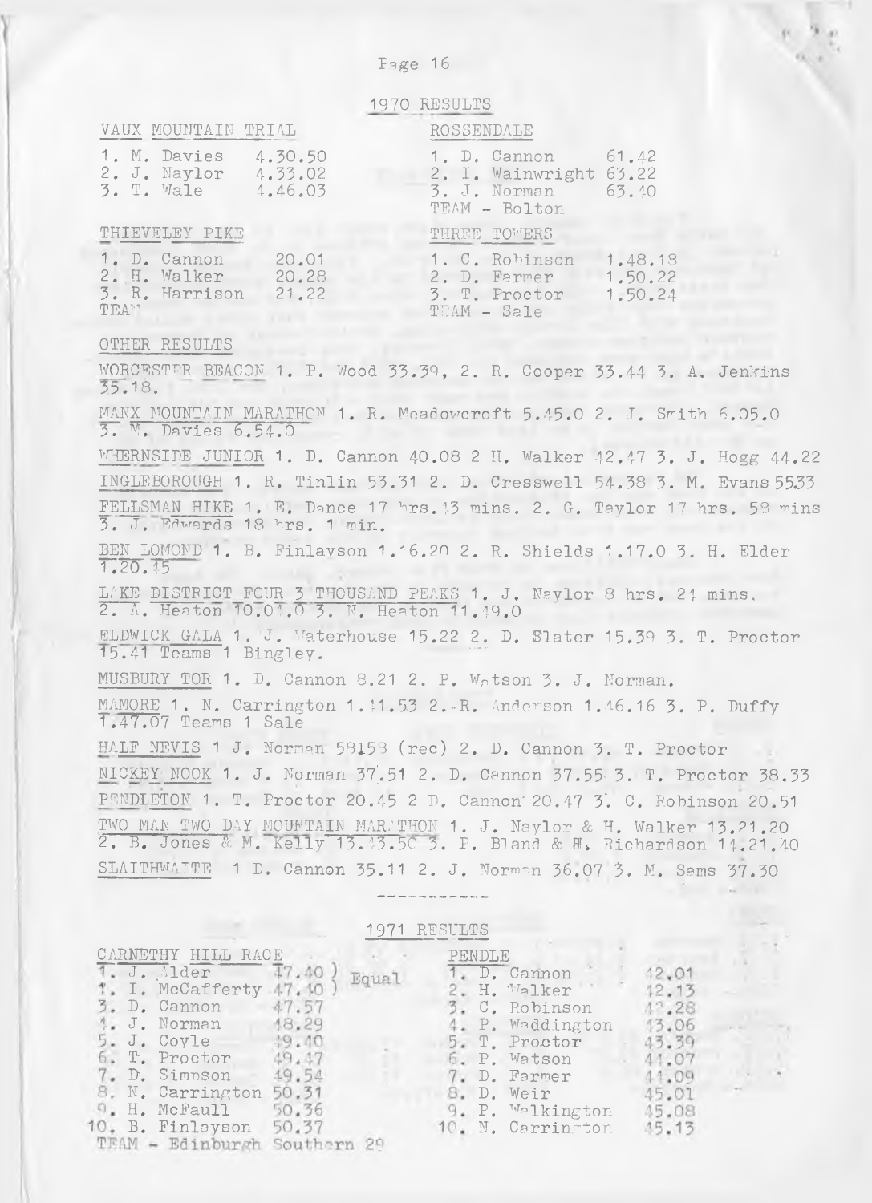## 1970 RESULTS

**VAUX MOUNTAIN TRIAL**

1. M. Davies 4.30.50
2. J. Naylor 4.33.02
3. T. Wale 4.46.03

**ROSSENDALE**

1. D. Cannon 61.42
2. I. Wainwright 63.22
3. J. Norman 63.40

TEAM - Bolton

**THIEVELEY PIKE**

1. D. Cannon 20.01
2. H. Walker 20.28
3. R. Harrison 21.22

TEAM

**THREE TOWERS**

1. C. Robinson 1.48.18
2. D. Farmer 1.50.22
3. T. Proctor 1.50.24

TEAM - Sale

**OTHER RESULTS**

WORCESTER BEACON 1. P. Wood 33.39, 2. R. Cooper 33.44 3. A. Jenkins 35.18.

MANX MOUNTAIN MARATHON 1. R. Meadowcroft 5.45.0 2. J. Smith 6.05.0 3. M. Davies 6.54.0

WHERNSIDE JUNIOR 1. D. Cannon 40.08 2 H. Walker 42.47 3. J. Hogg 44.22

INGLEBOROUGH 1. R. Tinlin 53.31 2. D. Cresswell 54.38 3. M. Evans 55.33

FELLSMAN HIKE 1. E. Dance 17 hrs. 13 mins. 2. G. Taylor 17 hrs. 58 mins 3. J. Edwards 18 hrs. 1 min.

BEN LOMOND 1. B. Finlayson 1.16.20 2. R. Shields 1.17.0 3. H. Elder 1.20.45

LAKE DISTRICT FOUR 3 THOUSAND PEAKS 1. J. Naylor 8 hrs. 24 mins. 2. A. Heaton 10.01.0 3. N. Heaton 11.49.0

ELDWICK GALA 1. J. Waterhouse 15.22 2. D. Slater 15.39 3. T. Proctor 15.41 Teams 1 Bingley.

MUSBURY TOR 1. D. Cannon 8.21 2. P. Watson 3. J. Norman.

MAMORE 1. N. Carrington 1.41.53 2. R. Anderson 1.46.16 3. P. Duffy 1.47.07 Teams 1 Sale

HALF NEVIS 1 J. Norman 58158 (rec) 2. D. Cannon 3. T. Proctor

NICKEY NOOK 1. J. Norman 37.51 2. D. Cannon 37.55 3. T. Proctor 38.33

PENDLETON 1. T. Proctor 20.45 2 D. Cannon 20.47 3. C. Robinson 20.51

TWO MAN TWO DAY MOUNTAIN MARATHON 1. J. Naylor & H. Walker 13.21.20 2. B. Jones & M. Kelly 13.43.50 3. P. Bland & H. Richardson 14.21.40

SLAITHWAITE 1 D. Cannon 35.11 2. J. Norman 36.07 3. M. Sams 37.30

------------

## 1971 RESULTS

**CARNETHY HILL RACE**

1. J. Alder 47.40 ) Equal
1. I. McCafferty 47.40 )
3. D. Cannon 47.57
4. J. Norman 48.29
5. J. Coyle 49.40
6. T. Proctor 49.47
7. D. Simpson 49.54
8. N. Carrington 50.31
9. H. McFaull 50.36
10. B. Finlayson 50.37

TEAM - Edinburgh Southern 29

**PENDLE**

1. D. Cannon 42.01
2. H. Walker 42.13
3. C. Robinson 42.28
4. P. Waddington 43.06
5. T. Proctor 43.39
6. P. Watson 44.07
7. D. Farmer 44.09
8. D. Weir 45.01
9. P. Walkington 45.08
10. N. Carrington 45.13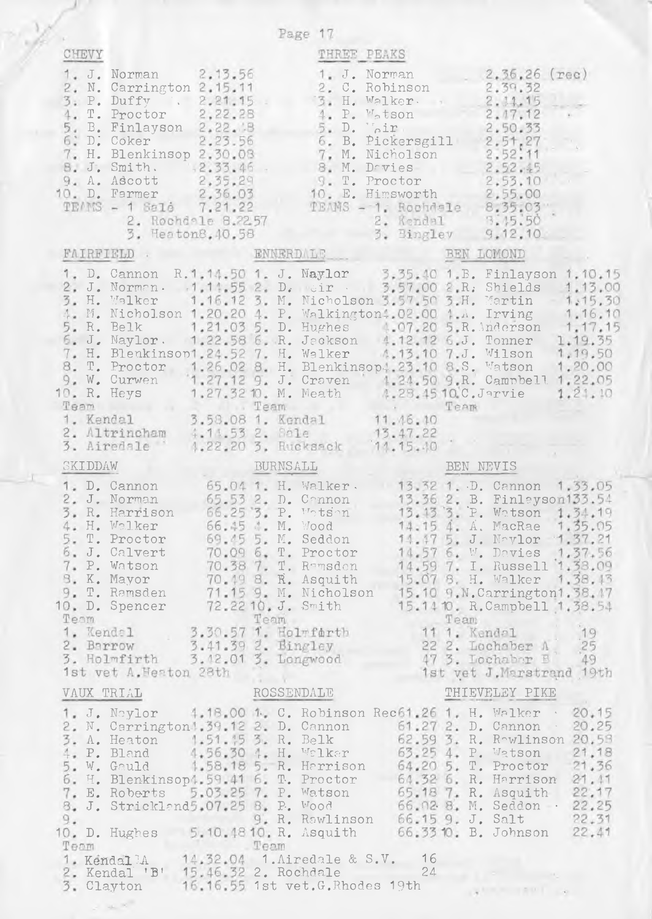## CHEVY

1. J. Norman 2.13.56
2. N. Carrington 2.15.11
3. P. Duffy 2.21.15
4. T. Proctor 2.22.28
5. B. Finlayson 2.22.48
6. D. Coker 2.23.56
7. H. Blenkinsop 2.30.08
8. J. Smith. 2.33.46
9. A. Ascott 2.35.29
10. D. Farmer 2.36.03

TEAMS - 1 Sale 7.21.22
2. Rochdale 8.22.57
3. Heaton 8.40.58

## THREE PEAKS

1. J. Norman 2.36.26 (rec)
2. C. Robinson 2.39.32
3. H. Walker 2.44.15
4. P. Watson 2.47.12
5. D. Weir 2.50.33
6. B. Pickersgill 2.51.27
7. M. Nicholson 2.52.11
8. M. Davies 2.52.45
9. T. Proctor 2.53.10
10. E. Himsworth 2.55.00

TEAMS - 1. Rochdale 8.35.03
2. Kendal 8.45.50
3. Bingley 9.12.10

## FAIRFIELD

1. D. Cannon R.1.14.50
2. J. Norman 1.14.55
3. H. Walker 1.16.12
4. M. Nicholson 1.20.20
5. R. Belk 1.21.03
6. J. Naylor 1.22.58
7. H. Blenkinsop 1.24.52
8. T. Proctor 1.26.02
9. W. Curwen 1.27.12
10. R. Heys 1.27.32

Team
1. Kendal 3.58.08
2. Altrincham 4.14.53
3. Airedale 4.22.20

## ENNERDALE

1. J. Naylor 3.35.40
2. D. Weir 3.57.00
3. M. Nicholson 3.57.50
4. P. Walkington 4.02.00
5. D. Hughes 4.07.20
6. R. Jackson 4.12.12
7. H. Walker 4.13.10
8. H. Blenkinsop 4.23.10
9. J. Craven 4.24.50
10. M. Meath 4.28.45

Team
1. Kendal 11.46.40
2. Sale 13.47.22
3. Rucksack 14.15.40

## BEN LOMOND

1. B. Finlayson 1.10.15
2. R. Shields 1.13.00
3. H. Martin 1.15.30
4. A. Irving 1.16.10
5. R. Anderson 1.17.15
6. J. Tonner 1.19.35
7. J. Wilson 1.19.50
8. S. Watson 1.20.00
9. R. Campbell 1.22.05
10. C. Jarvie 1.24.10

Team

## SKIDDAW

1. D. Cannon 65.04
2. J. Norman 65.53
3. R. Harrison 66.25
4. H. Walker 66.45
5. T. Proctor 69.45
6. J. Calvert 70.09
7. P. Watson 70.38
8. K. Mayor 70.49
9. T. Ramsden 71.15
10. D. Spencer 72.22

Team
1. Kendal 3.30.57
2. Barrow 3.41.39
3. Holmfirth 3.42.01

1st vet A. Heaton 28th

## BURNSALL

1. H. Walker 13.32
2. D. Cannon 13.36
3. P. Watson 13.43
4. M. Wood 14.15
5. M. Seddon 14.47
6. T. Proctor 14.57
7. T. Ramsden 14.59
8. R. Asquith 15.07
9. M. Nicholson 15.10
10. J. Smith 15.14

Team
1. Holmfirth 11
2. Bingley 22
3. Longwood 47

## BEN NEVIS

1. D. Cannon 1.33.05
2. B. Finlayson 1.33.54
3. P. Watson 1.34.19
4. A. MacRae 1.35.05
5. J. Naylor 1.37.21
6. W. Davies 1.37.56
7. I. Russell 1.38.09
8. H. Walker 1.38.43
9. N. Carrington 1.38.47
10. R. Campbell 1.38.54

Team
1. Kendal 19
2. Lochaber A 25
3. Lochaber B 49

1st vet J. Marstrand 19th

## VAUX TRIAL

1. J. Naylor 4.18.00
2. N. Carrington 4.39.12
3. A. Heaton 4.51.45
4. P. Bland 4.56.30
5. W. Gauld 4.58.18
6. H. Blenkinsop 4.59.41
7. E. Roberts 5.03.25
8. J. Strickland 5.07.25
9.
10. D. Hughes 5.10.48

Team
1. Kendal 'A' 14.32.04
2. Kendal 'B' 15.46.32
3. Clayton 16.16.55

## ROSSENDALE

1. C. Robinson Rec 61.26
2. D. Cannon 61.27
3. R. Belk 62.59
4. H. Walker 63.25
5. R. Harrison 64.20
6. T. Proctor 64.32
7. P. Watson 65.18
8. P. Wood 66.02
9. R. Rawlinson 66.15
10. R. Asquith 66.33

Team
1. Airedale & S.V. 16
2. Rochdale 24

1st vet. G. Rhodes 19th

## THIEVELEY PIKE

1. H. Walker 20.15
2. D. Cannon 20.25
3. R. Rawlinson 20.58
4. P. Watson 21.18
5. T. Proctor 21.36
6. R. Harrison 21.41
7. R. Asquith 22.17
8. M. Seddon 22.25
9. J. Salt 22.31
10. B. Johnson 22.41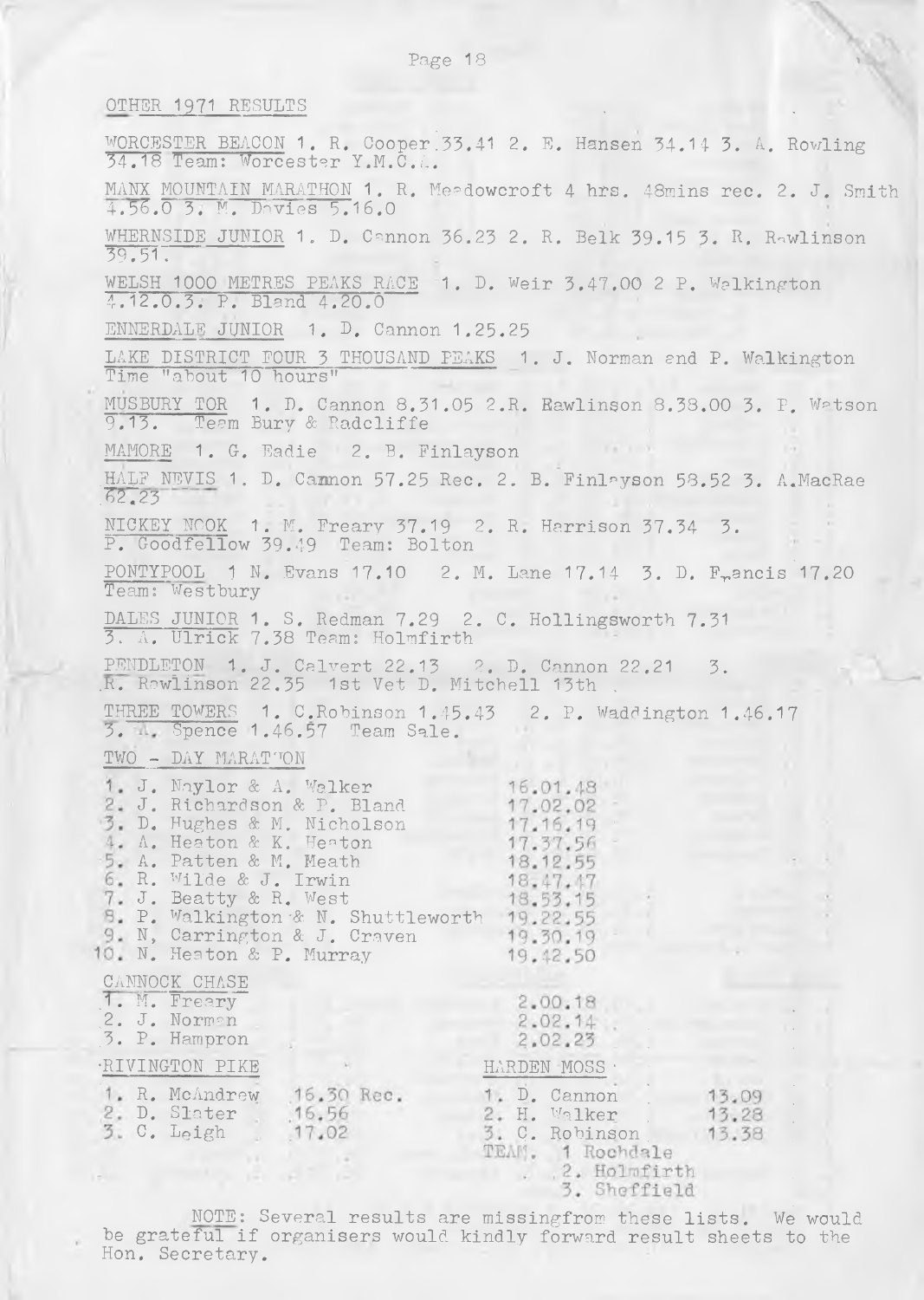## OTHER 1971 RESULTS

WORCESTER BEACON 1. R. Cooper 33.41 2. E. Hansen 34.14 3. A. Rowling 34.18 Team: Worcester Y.M.C.A.

MANX MOUNTAIN MARATHON 1. R. Meadowcroft 4 hrs. 48mins rec. 2. J. Smith 4.56.0 3. M. Davies 5.16.0

WHERNSIDE JUNIOR 1. D. Cannon 36.23 2. R. Belk 39.15 3. R. Rawlinson 39.51.

WELSH 1000 METRES PEAKS RACE 1. D. Weir 3.47.00 2 P. Walkington 4.12.0.3. P. Bland 4.20.0

ENNERDALE JUNIOR 1. D. Cannon 1.25.25

LAKE DISTRICT FOUR 3 THOUSAND PEAKS 1. J. Norman and P. Walkington Time "about 10 hours"

MUSBURY TOR 1. D. Cannon 8.31.05 2.R. Rawlinson 8.38.00 3. P. Watson 9.13. Team Bury & Radcliffe

MAMORE 1. G. Eadie 2. B. Finlayson

HALF NEVIS 1. D. Cannon 57.25 Rec. 2. B. Finlayson 58.52 3. A.MacRae 62.23

NICKEY NOOK 1. M. Freary 37.19 2. R. Harrison 37.34 3. P. Goodfellow 39.49 Team: Bolton

PONTYPOOL 1 N. Evans 17.10 2. M. Lane 17.14 3. D. Francis 17.20 Team: Westbury

DALES JUNIOR 1. S. Redman 7.29 2. C. Hollingsworth 7.31 3. A. Ulrick 7.38 Team: Holmfirth

PENDLETON 1. J. Calvert 22.13 2. D. Cannon 22.21 3. R. Rawlinson 22.35 1st Vet D. Mitchell 13th

THREE TOWERS 1. C.Robinson 1.45.43 2. P. Waddington 1.46.17 3. A. Spence 1.46.57 Team Sale.

TWO - DAY MARATHON

| | |
|---|---|
| 1. J. Naylor & A. Walker | 16.01.48 |
| 2. J. Richardson & P. Bland | 17.02.02 |
| 3. D. Hughes & M. Nicholson | 17.16.19 |
| 4. A. Heaton & K. Heaton | 17.37.56 |
| 5. A. Patten & M. Meath | 18.12.55 |
| 6. R. Wilde & J. Irwin | 18.47.47 |
| 7. J. Beatty & R. West | 18.53.15 |
| 8. P. Walkington & N. Shuttleworth | 19.22.55 |
| 9. N, Carrington & J. Craven | 19.30.19 |
| 10. N. Heaton & P. Murray | 19.42.50 |

CANNOCK CHASE

| | |
|---|---|
| 1. M. Freary | 2.00.18 |
| 2. J. Norman | 2.02.14 |
| 3. P. Hampron | 2.02.23 |

RIVINGTON PIKE

| | |
|---|---|
| 1. R. McAndrew | 16.30 Rec. |
| 2. D. Slater | 16.56 |
| 3. C. Leigh | 17.02 |

HARDEN MOSS

| | |
|---|---|
| 1. D. Cannon | 13.09 |
| 2. H. Walker | 13.28 |
| 3. C. Robinson | 13.38 |

TEAM. 1 Rochdale
2. Holmfirth
3. Sheffield

NOTE: Several results are missingfrom these lists. We would be grateful if organisers would kindly forward result sheets to the Hon. Secretary.